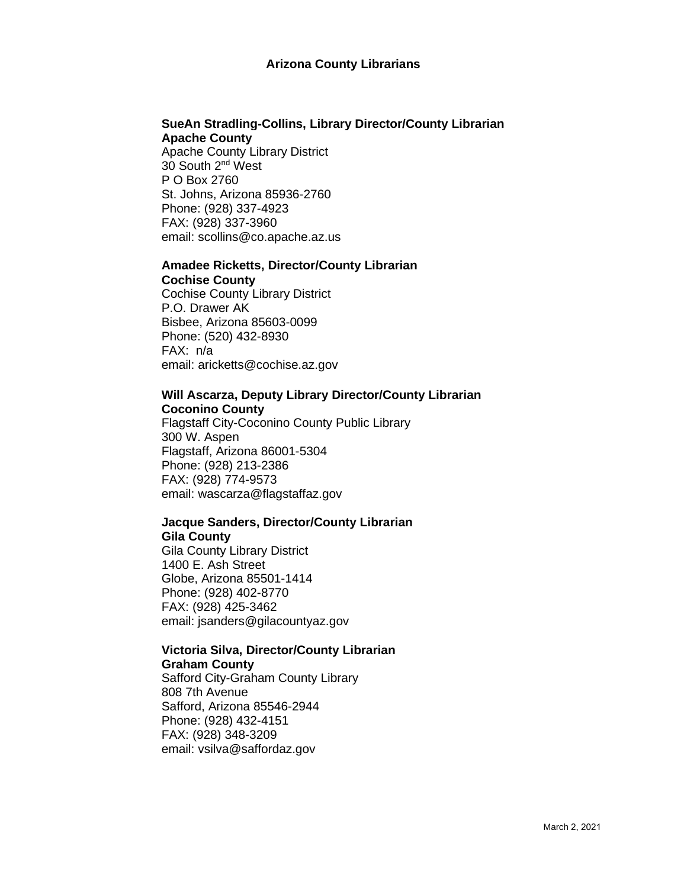# Arizona County Librarians

**SueAn Stradling-Collins, Library Director/County Librarian**
**Apache County**
Apache County Library District
30 South 2nd West
P O Box 2760
St. Johns, Arizona 85936-2760
Phone: (928) 337-4923
FAX: (928) 337-3960
email: scollins@co.apache.az.us

**Amadee Ricketts, Director/County Librarian**
**Cochise County**
Cochise County Library District
P.O. Drawer AK
Bisbee, Arizona 85603-0099
Phone: (520) 432-8930
FAX: n/a
email: aricketts@cochise.az.gov

**Will Ascarza, Deputy Library Director/County Librarian**
**Coconino County**
Flagstaff City-Coconino County Public Library
300 W. Aspen
Flagstaff, Arizona 86001-5304
Phone: (928) 213-2386
FAX: (928) 774-9573
email: wascarza@flagstaffaz.gov

**Jacque Sanders, Director/County Librarian**
**Gila County**
Gila County Library District
1400 E. Ash Street
Globe, Arizona 85501-1414
Phone: (928) 402-8770
FAX: (928) 425-3462
email: jsanders@gilacountyaz.gov

**Victoria Silva, Director/County Librarian**
**Graham County**
Safford City-Graham County Library
808 7th Avenue
Safford, Arizona 85546-2944
Phone: (928) 432-4151
FAX: (928) 348-3209
email: vsilva@saffordaz.gov

March 2, 2021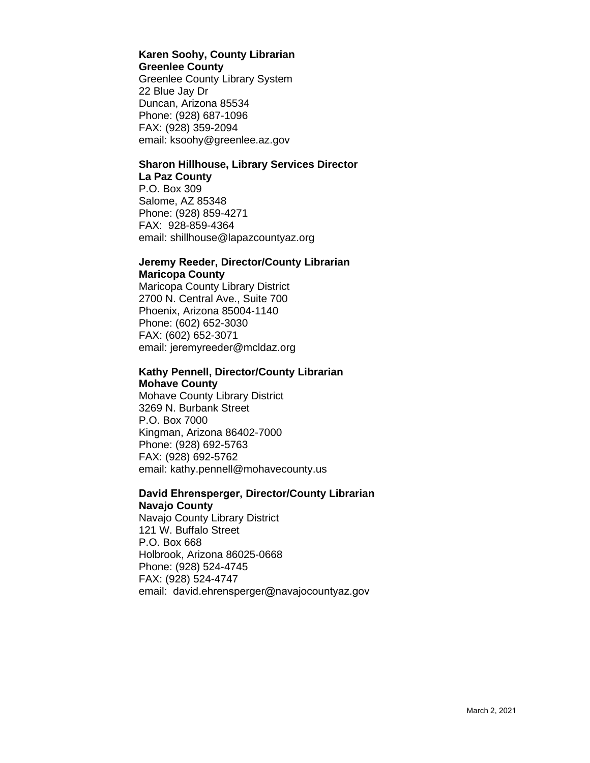**Karen Soohy, County Librarian**
**Greenlee County**
Greenlee County Library System
22 Blue Jay Dr
Duncan, Arizona 85534
Phone: (928) 687-1096
FAX: (928) 359-2094
email: ksoohy@greenlee.az.gov

**Sharon Hillhouse, Library Services Director**
**La Paz County**
P.O. Box 309
Salome, AZ 85348
Phone: (928) 859-4271
FAX: 928-859-4364
email: shillhouse@lapazcountyaz.org

**Jeremy Reeder, Director/County Librarian**
**Maricopa County**
Maricopa County Library District
2700 N. Central Ave., Suite 700
Phoenix, Arizona 85004-1140
Phone: (602) 652-3030
FAX: (602) 652-3071
email: jeremyreeder@mcldaz.org

**Kathy Pennell, Director/County Librarian**
**Mohave County**
Mohave County Library District
3269 N. Burbank Street
P.O. Box 7000
Kingman, Arizona 86402-7000
Phone: (928) 692-5763
FAX: (928) 692-5762
email: kathy.pennell@mohavecounty.us

**David Ehrensperger, Director/County Librarian**
**Navajo County**
Navajo County Library District
121 W. Buffalo Street
P.O. Box 668
Holbrook, Arizona 86025-0668
Phone: (928) 524-4745
FAX: (928) 524-4747
email: david.ehrensperger@navajocountyaz.gov

March 2, 2021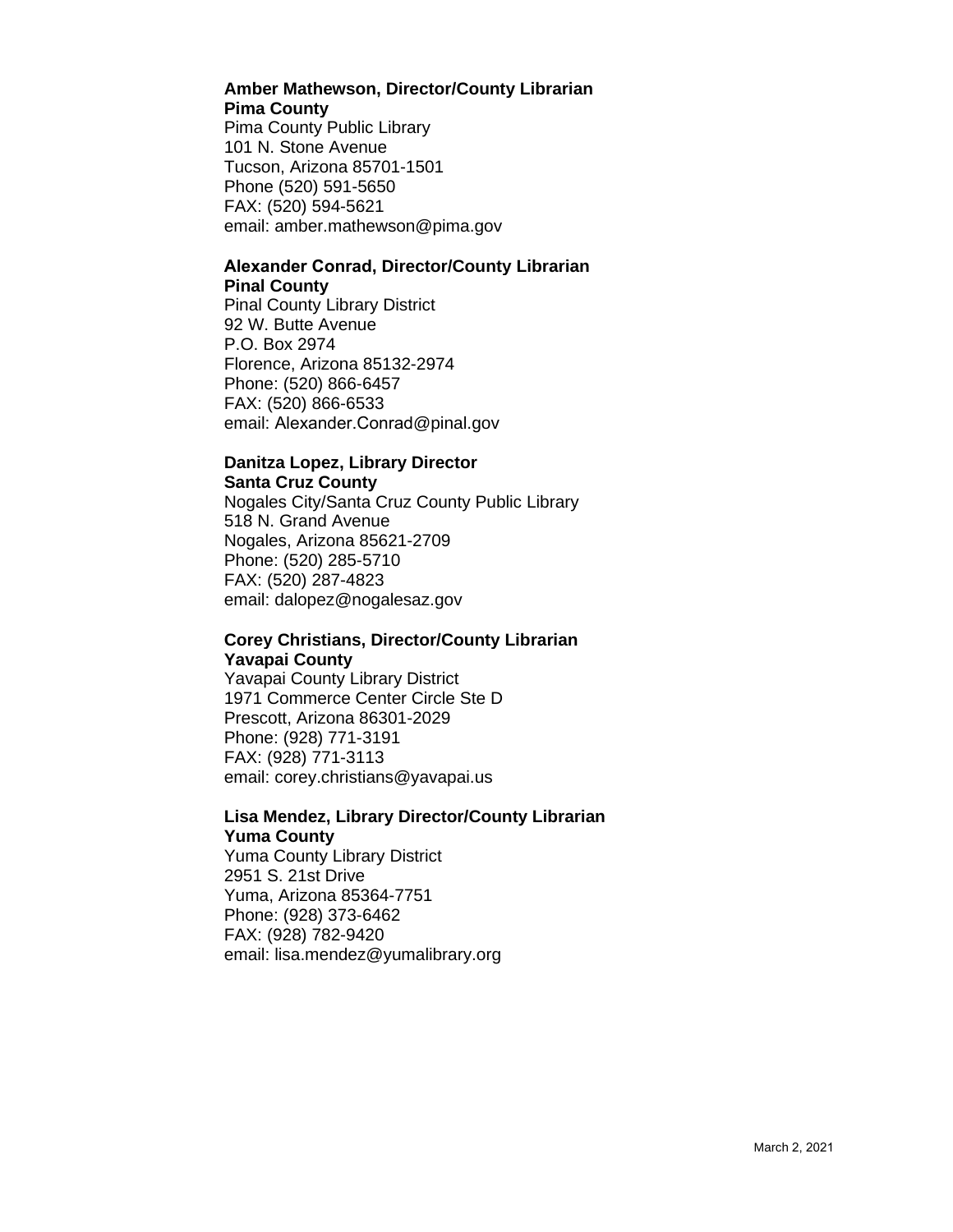**Amber Mathewson, Director/County Librarian**
**Pima County**
Pima County Public Library
101 N. Stone Avenue
Tucson, Arizona 85701-1501
Phone (520) 591-5650
FAX: (520) 594-5621
email: amber.mathewson@pima.gov

**Alexander Conrad, Director/County Librarian**
**Pinal County**
Pinal County Library District
92 W. Butte Avenue
P.O. Box 2974
Florence, Arizona 85132-2974
Phone: (520) 866-6457
FAX: (520) 866-6533
email: Alexander.Conrad@pinal.gov

**Danitza Lopez, Library Director**
**Santa Cruz County**
Nogales City/Santa Cruz County Public Library
518 N. Grand Avenue
Nogales, Arizona 85621-2709
Phone: (520) 285-5710
FAX: (520) 287-4823
email: dalopez@nogalesaz.gov

**Corey Christians, Director/County Librarian**
**Yavapai County**
Yavapai County Library District
1971 Commerce Center Circle Ste D
Prescott, Arizona 86301-2029
Phone: (928) 771-3191
FAX: (928) 771-3113
email: corey.christians@yavapai.us

**Lisa Mendez, Library Director/County Librarian**
**Yuma County**
Yuma County Library District
2951 S. 21st Drive
Yuma, Arizona 85364-7751
Phone: (928) 373-6462
FAX: (928) 782-9420
email: lisa.mendez@yumalibrary.org

March 2, 2021